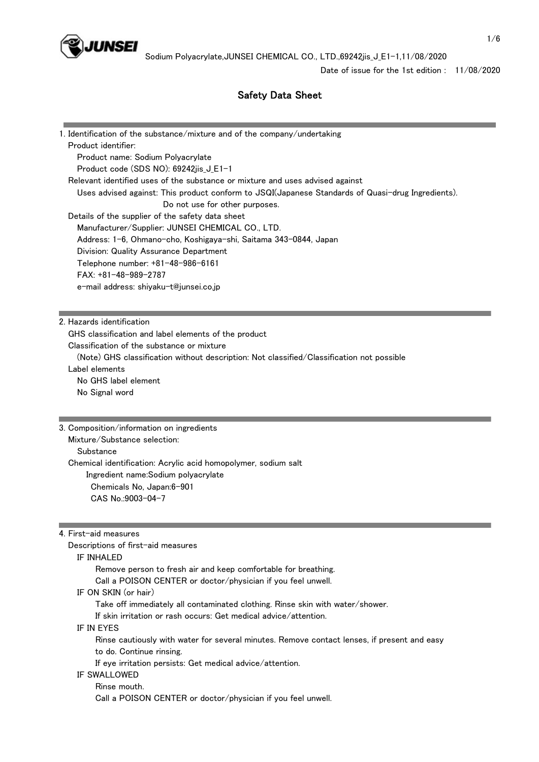Date of issue for the 1st edition : 11/08/2020

# Safety Data Sheet

## 1. Identification of the substance/mixture and of the company/undertaking

Product identifier:

Product name: Sodium Polyacrylate

Product code (SDS NO): 69242jis_J_E1-1

Relevant identified uses of the substance or mixture and uses advised against

Uses advised against: This product conform to JSQI(Japanese Standards of Quasi-drug Ingredients).
Do not use for other purposes.

Details of the supplier of the safety data sheet

Manufacturer/Supplier: JUNSEI CHEMICAL CO., LTD.

Address: 1-6, Ohmano-cho, Koshigaya-shi, Saitama 343-0844, Japan

Division: Quality Assurance Department

Telephone number: +81-48-986-6161

FAX: +81-48-989-2787

e-mail address: shiyaku-t@junsei.co.jp

## 2. Hazards identification

GHS classification and label elements of the product

Classification of the substance or mixture

(Note) GHS classification without description: Not classified/Classification not possible

Label elements

No GHS label element

No Signal word

## 3. Composition/information on ingredients

Mixture/Substance selection:

Substance

Chemical identification: Acrylic acid homopolymer, sodium salt

Ingredient name:Sodium polyacrylate

Chemicals No, Japan:6-901

CAS No.:9003-04-7

## 4. First-aid measures

Descriptions of first-aid measures

IF INHALED

Remove person to fresh air and keep comfortable for breathing.
Call a POISON CENTER or doctor/physician if you feel unwell.

IF ON SKIN (or hair)

Take off immediately all contaminated clothing. Rinse skin with water/shower.
If skin irritation or rash occurs: Get medical advice/attention.

IF IN EYES

Rinse cautiously with water for several minutes. Remove contact lenses, if present and easy to do. Continue rinsing.
If eye irritation persists: Get medical advice/attention.

IF SWALLOWED

Rinse mouth.
Call a POISON CENTER or doctor/physician if you feel unwell.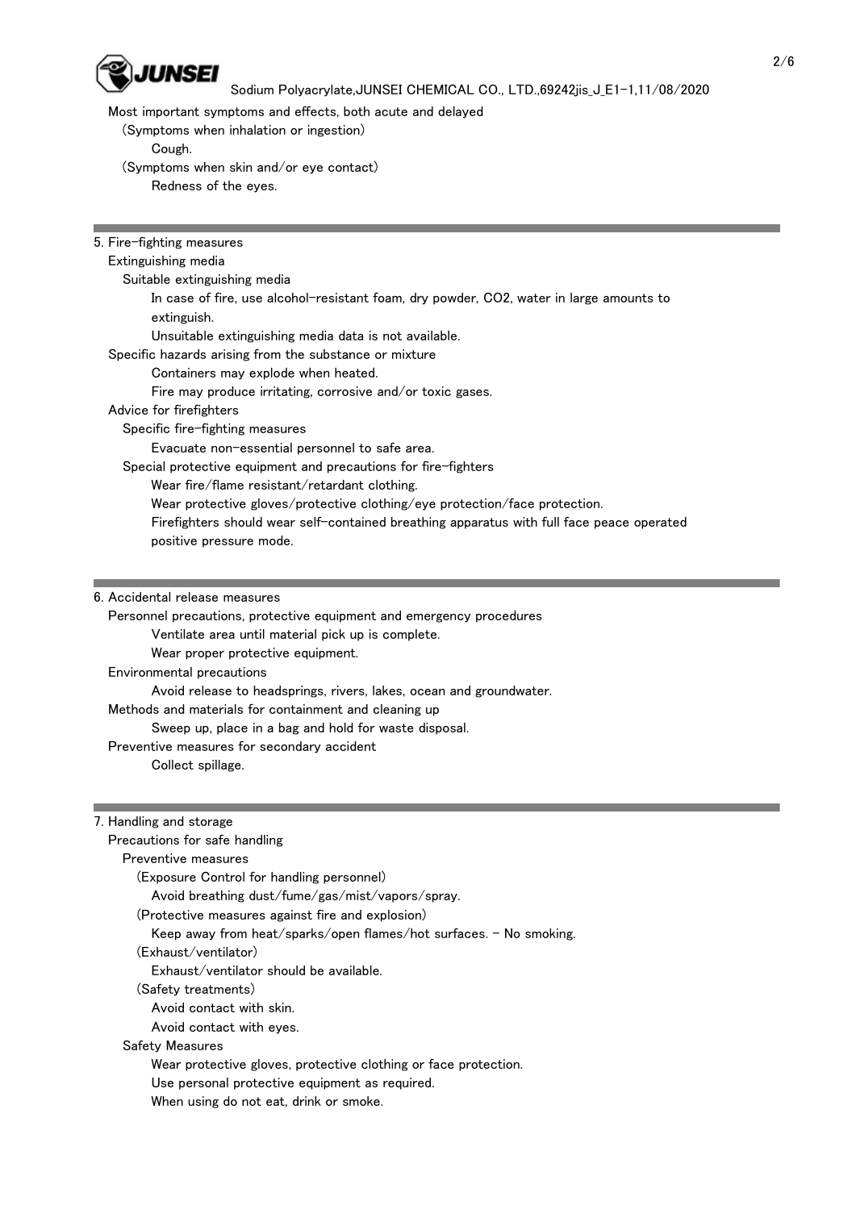Most important symptoms and effects, both acute and delayed

(Symptoms when inhalation or ingestion)

Cough.

(Symptoms when skin and/or eye contact)

Redness of the eyes.

## 5. Fire-fighting measures

Extinguishing media

Suitable extinguishing media

In case of fire, use alcohol-resistant foam, dry powder, $CO_2$, water in large amounts to extinguish.

Unsuitable extinguishing media data is not available.

Specific hazards arising from the substance or mixture

Containers may explode when heated.

Fire may produce irritating, corrosive and/or toxic gases.

Advice for firefighters

Specific fire-fighting measures

Evacuate non-essential personnel to safe area.

Special protective equipment and precautions for fire-fighters

Wear fire/flame resistant/retardant clothing.

Wear protective gloves/protective clothing/eye protection/face protection.

Firefighters should wear self-contained breathing apparatus with full face peace operated positive pressure mode.

## 6. Accidental release measures

Personnel precautions, protective equipment and emergency procedures

Ventilate area until material pick up is complete.

Wear proper protective equipment.

Environmental precautions

Avoid release to headsprings, rivers, lakes, ocean and groundwater.

Methods and materials for containment and cleaning up

Sweep up, place in a bag and hold for waste disposal.

Preventive measures for secondary accident

Collect spillage.

## 7. Handling and storage

Precautions for safe handling

Preventive measures

(Exposure Control for handling personnel)

Avoid breathing dust/fume/gas/mist/vapors/spray.

(Protective measures against fire and explosion)

Keep away from heat/sparks/open flames/hot surfaces. - No smoking.

(Exhaust/ventilator)

Exhaust/ventilator should be available.

(Safety treatments)

Avoid contact with skin.

Avoid contact with eyes.

Safety Measures

Wear protective gloves, protective clothing or face protection.

Use personal protective equipment as required.

When using do not eat, drink or smoke.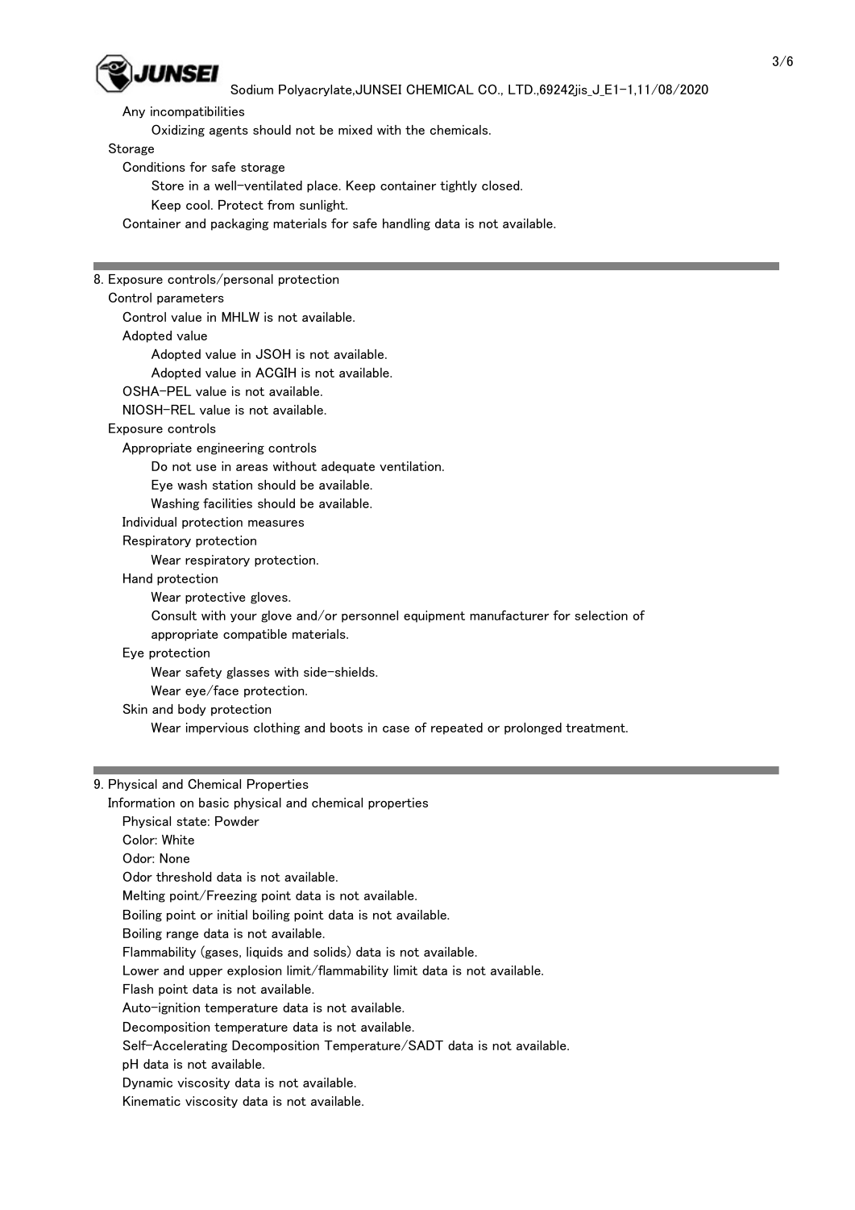Any incompatibilities

Oxidizing agents should not be mixed with the chemicals.

Storage

Conditions for safe storage

Store in a well-ventilated place. Keep container tightly closed.

Keep cool. Protect from sunlight.

Container and packaging materials for safe handling data is not available.

## 8. Exposure controls/personal protection

Control parameters

Control value in MHLW is not available.

Adopted value

Adopted value in JSOH is not available.

Adopted value in ACGIH is not available.

OSHA-PEL value is not available.

NIOSH-REL value is not available.

Exposure controls

Appropriate engineering controls

Do not use in areas without adequate ventilation.

Eye wash station should be available.

Washing facilities should be available.

Individual protection measures

Respiratory protection

Wear respiratory protection.

Hand protection

Wear protective gloves.

Consult with your glove and/or personnel equipment manufacturer for selection of appropriate compatible materials.

Eye protection

Wear safety glasses with side-shields.

Wear eye/face protection.

Skin and body protection

Wear impervious clothing and boots in case of repeated or prolonged treatment.

## 9. Physical and Chemical Properties

Information on basic physical and chemical properties

Physical state: Powder

Color: White

Odor: None

Odor threshold data is not available.

Melting point/Freezing point data is not available.

Boiling point or initial boiling point data is not available.

Boiling range data is not available.

Flammability (gases, liquids and solids) data is not available.

Lower and upper explosion limit/flammability limit data is not available.

Flash point data is not available.

Auto-ignition temperature data is not available.

Decomposition temperature data is not available.

Self-Accelerating Decomposition Temperature/SADT data is not available.

pH data is not available.

Dynamic viscosity data is not available.

Kinematic viscosity data is not available.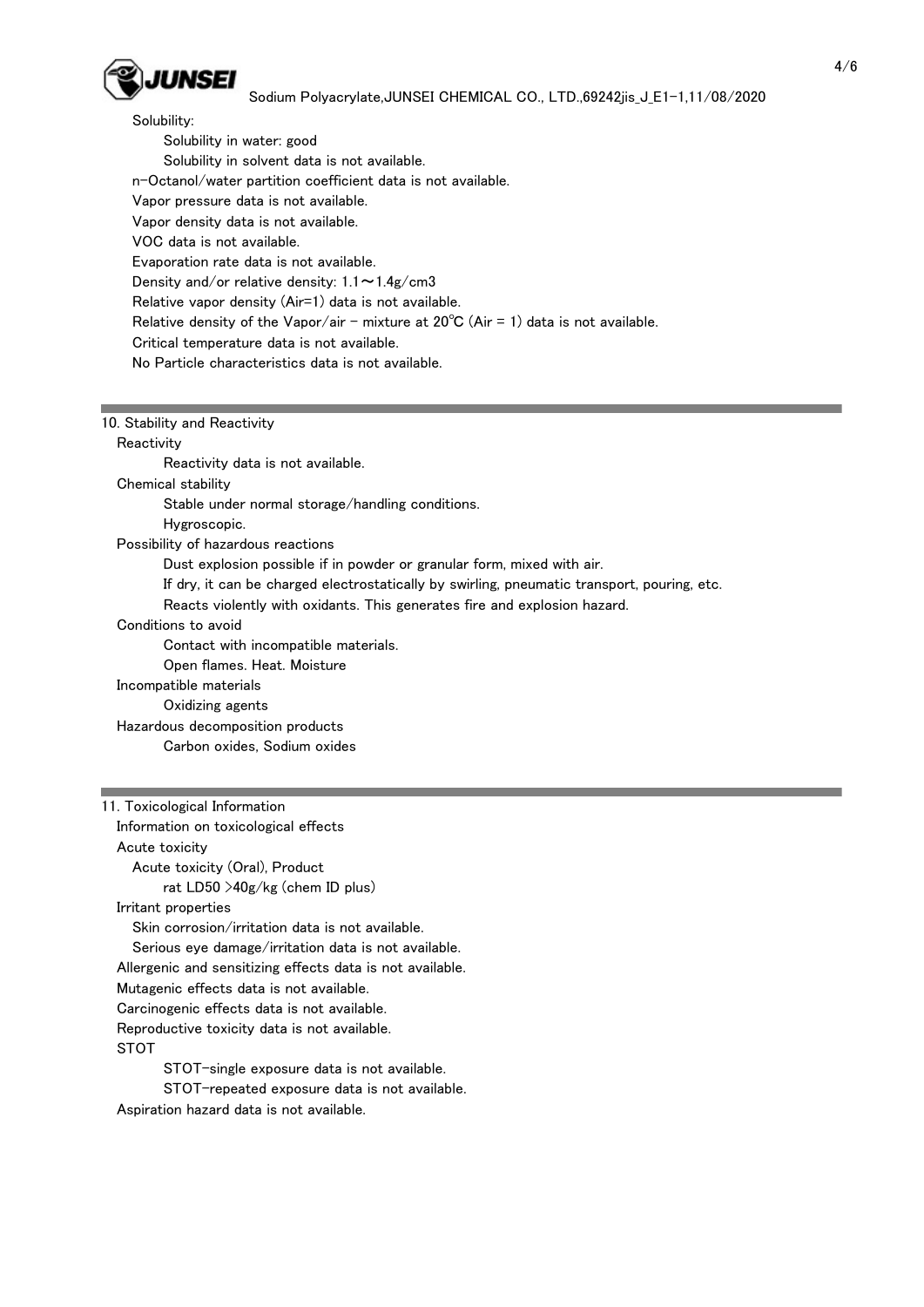Solubility:

Solubility in water: good

Solubility in solvent data is not available.

n-Octanol/water partition coefficient data is not available.

Vapor pressure data is not available.

Vapor density data is not available.

VOC data is not available.

Evaporation rate data is not available.

Density and/or relative density: 1.1～1.4g/cm3

Relative vapor density (Air=1) data is not available.

Relative density of the Vapor/air - mixture at 20℃ (Air = 1) data is not available.

Critical temperature data is not available.

No Particle characteristics data is not available.

## 10. Stability and Reactivity

**Reactivity**

Reactivity data is not available.

**Chemical stability**

Stable under normal storage/handling conditions.

Hygroscopic.

**Possibility of hazardous reactions**

Dust explosion possible if in powder or granular form, mixed with air.

If dry, it can be charged electrostatically by swirling, pneumatic transport, pouring, etc.

Reacts violently with oxidants. This generates fire and explosion hazard.

**Conditions to avoid**

Contact with incompatible materials.

Open flames. Heat. Moisture

**Incompatible materials**

Oxidizing agents

**Hazardous decomposition products**

Carbon oxides, Sodium oxides

## 11. Toxicological Information

**Information on toxicological effects**

**Acute toxicity**

Acute toxicity (Oral), Product

rat LD50 >40g/kg (chem ID plus)

**Irritant properties**

Skin corrosion/irritation data is not available.

Serious eye damage/irritation data is not available.

Allergenic and sensitizing effects data is not available.

Mutagenic effects data is not available.

Carcinogenic effects data is not available.

Reproductive toxicity data is not available.

**STOT**

STOT-single exposure data is not available.

STOT-repeated exposure data is not available.

Aspiration hazard data is not available.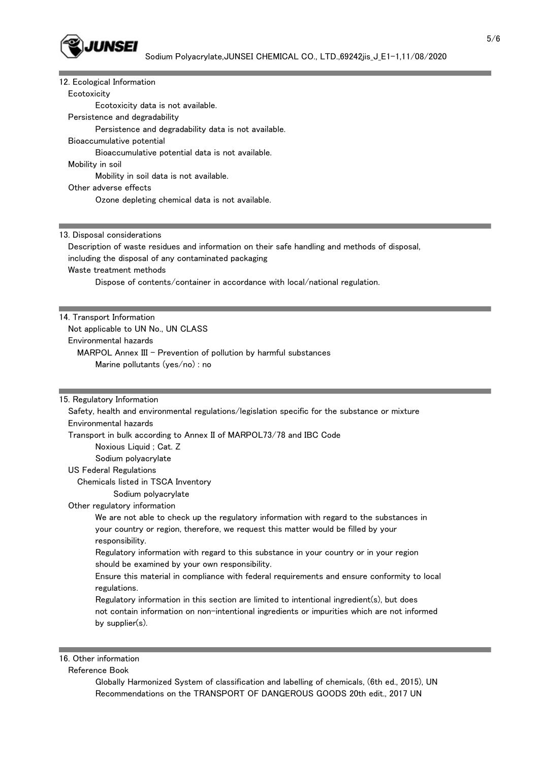## 12. Ecological Information

Ecotoxicity

Ecotoxicity data is not available.

Persistence and degradability

Persistence and degradability data is not available.

Bioaccumulative potential

Bioaccumulative potential data is not available.

Mobility in soil

Mobility in soil data is not available.

Other adverse effects

Ozone depleting chemical data is not available.

## 13. Disposal considerations

Description of waste residues and information on their safe handling and methods of disposal, including the disposal of any contaminated packaging

Waste treatment methods

Dispose of contents/container in accordance with local/national regulation.

## 14. Transport Information

Not applicable to UN No., UN CLASS

Environmental hazards

MARPOL Annex III - Prevention of pollution by harmful substances

Marine pollutants (yes/no) : no

## 15. Regulatory Information

Safety, health and environmental regulations/legislation specific for the substance or mixture

Environmental hazards

Transport in bulk according to Annex II of MARPOL73/78 and IBC Code

Noxious Liquid ; Cat. Z

Sodium polyacrylate

US Federal Regulations

Chemicals listed in TSCA Inventory

Sodium polyacrylate

Other regulatory information

We are not able to check up the regulatory information with regard to the substances in your country or region, therefore, we request this matter would be filled by your responsibility.

Regulatory information with regard to this substance in your country or in your region should be examined by your own responsibility.

Ensure this material in compliance with federal requirements and ensure conformity to local regulations.

Regulatory information in this section are limited to intentional ingredient(s), but does not contain information on non-intentional ingredients or impurities which are not informed by supplier(s).

## 16. Other information

Reference Book

Globally Harmonized System of classification and labelling of chemicals, (6th ed., 2015), UN Recommendations on the TRANSPORT OF DANGEROUS GOODS 20th edit., 2017 UN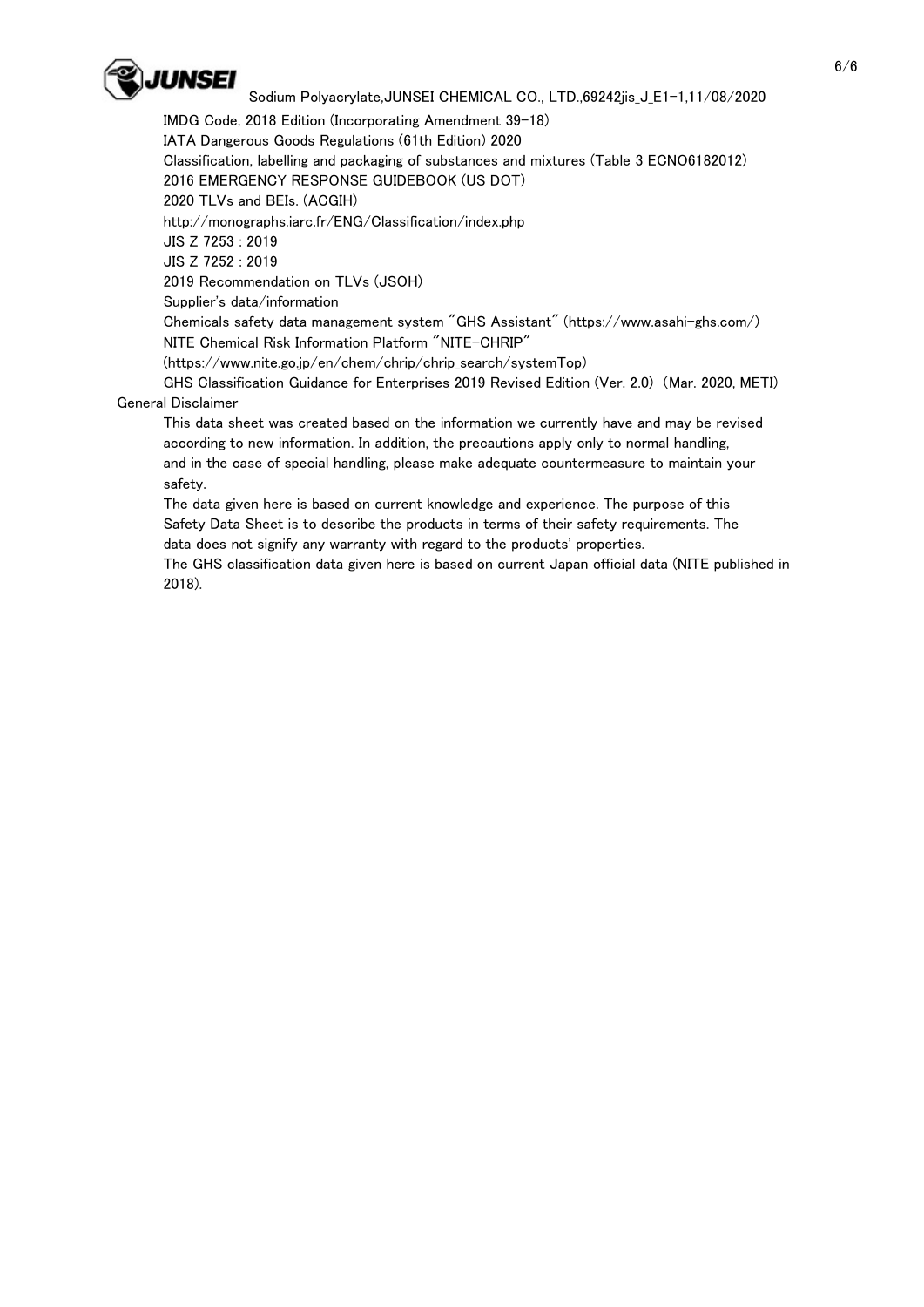IMDG Code, 2018 Edition (Incorporating Amendment 39-18)
IATA Dangerous Goods Regulations (61th Edition) 2020
Classification, labelling and packaging of substances and mixtures (Table 3 ECNO6182012)
2016 EMERGENCY RESPONSE GUIDEBOOK (US DOT)
2020 TLVs and BEIs. (ACGIH)
http://monographs.iarc.fr/ENG/Classification/index.php
JIS Z 7253 : 2019
JIS Z 7252 : 2019
2019 Recommendation on TLVs (JSOH)
Supplier's data/information
Chemicals safety data management system "GHS Assistant" (https://www.asahi-ghs.com/)
NITE Chemical Risk Information Platform "NITE-CHRIP"
(https://www.nite.go.jp/en/chem/chrip/chrip_search/systemTop)
GHS Classification Guidance for Enterprises 2019 Revised Edition (Ver. 2.0) (Mar. 2020, METI)

General Disclaimer

This data sheet was created based on the information we currently have and may be revised according to new information. In addition, the precautions apply only to normal handling, and in the case of special handling, please make adequate countermeasure to maintain your safety.

The data given here is based on current knowledge and experience. The purpose of this Safety Data Sheet is to describe the products in terms of their safety requirements. The data does not signify any warranty with regard to the products' properties.

The GHS classification data given here is based on current Japan official data (NITE published in 2018).